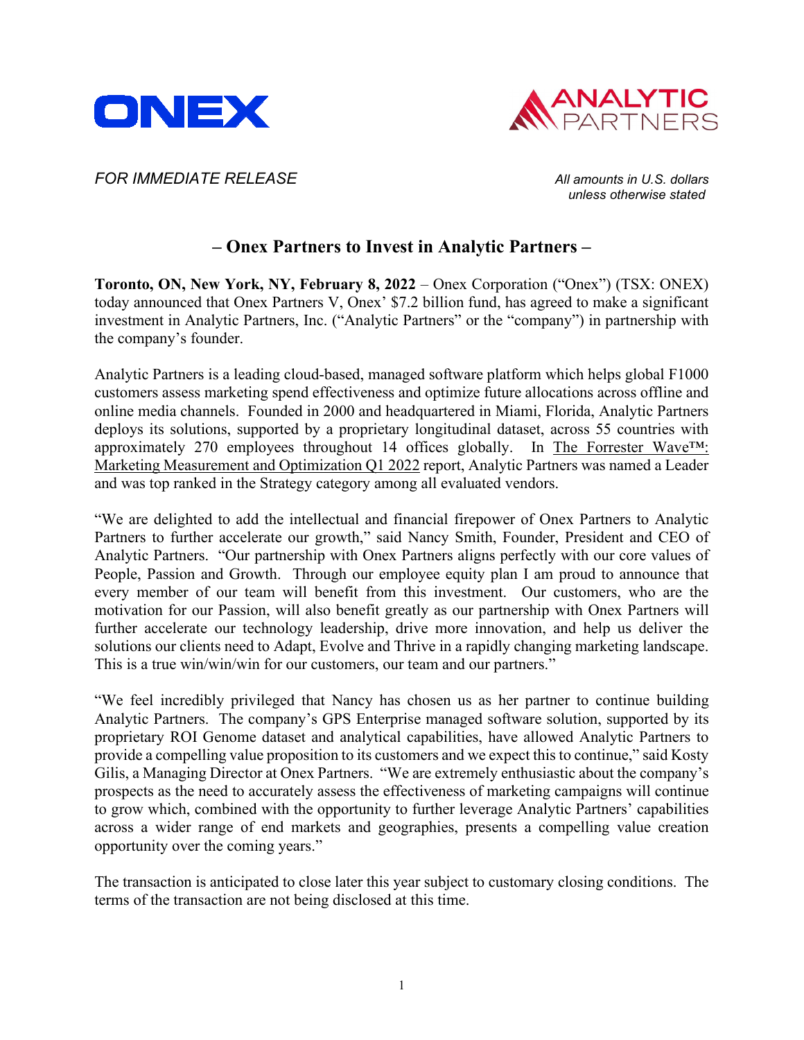*FOR IMMEDIATE RELEASE*

*All amounts in U.S. dollars unless otherwise stated*

## – Onex Partners to Invest in Analytic Partners –

**Toronto, ON, New York, NY, February 8, 2022** – Onex Corporation ("Onex") (TSX: ONEX) today announced that Onex Partners V, Onex' $7.2 billion fund, has agreed to make a significant investment in Analytic Partners, Inc. ("Analytic Partners" or the "company") in partnership with the company's founder.

Analytic Partners is a leading cloud-based, managed software platform which helps global F1000 customers assess marketing spend effectiveness and optimize future allocations across offline and online media channels. Founded in 2000 and headquartered in Miami, Florida, Analytic Partners deploys its solutions, supported by a proprietary longitudinal dataset, across 55 countries with approximately 270 employees throughout 14 offices globally. In The Forrester Wave™: Marketing Measurement and Optimization Q1 2022 report, Analytic Partners was named a Leader and was top ranked in the Strategy category among all evaluated vendors.

"We are delighted to add the intellectual and financial firepower of Onex Partners to Analytic Partners to further accelerate our growth," said Nancy Smith, Founder, President and CEO of Analytic Partners. "Our partnership with Onex Partners aligns perfectly with our core values of People, Passion and Growth. Through our employee equity plan I am proud to announce that every member of our team will benefit from this investment. Our customers, who are the motivation for our Passion, will also benefit greatly as our partnership with Onex Partners will further accelerate our technology leadership, drive more innovation, and help us deliver the solutions our clients need to Adapt, Evolve and Thrive in a rapidly changing marketing landscape. This is a true win/win/win for our customers, our team and our partners."

"We feel incredibly privileged that Nancy has chosen us as her partner to continue building Analytic Partners. The company's GPS Enterprise managed software solution, supported by its proprietary ROI Genome dataset and analytical capabilities, have allowed Analytic Partners to provide a compelling value proposition to its customers and we expect this to continue," said Kosty Gilis, a Managing Director at Onex Partners. "We are extremely enthusiastic about the company's prospects as the need to accurately assess the effectiveness of marketing campaigns will continue to grow which, combined with the opportunity to further leverage Analytic Partners' capabilities across a wider range of end markets and geographies, presents a compelling value creation opportunity over the coming years."

The transaction is anticipated to close later this year subject to customary closing conditions. The terms of the transaction are not being disclosed at this time.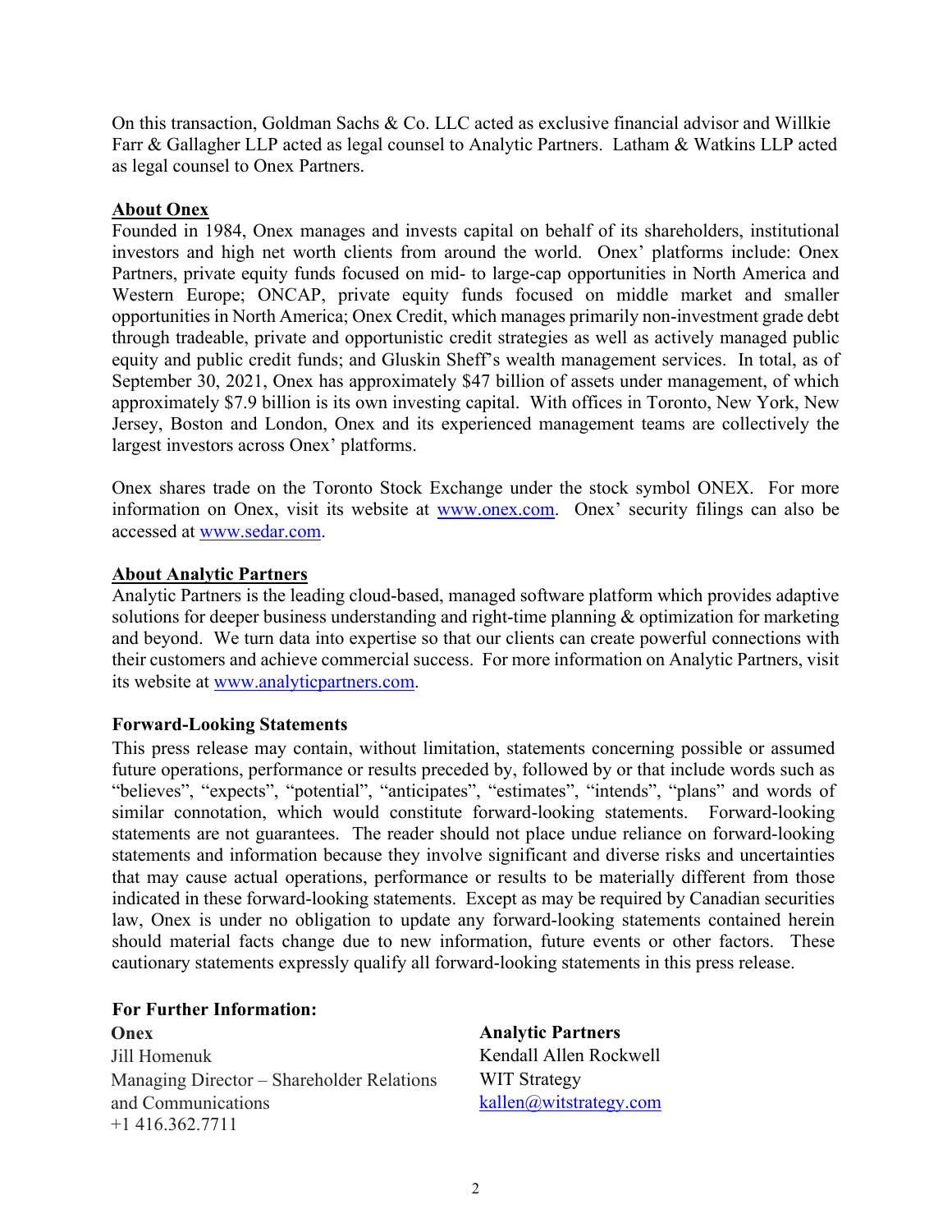On this transaction, Goldman Sachs & Co. LLC acted as exclusive financial advisor and Willkie Farr & Gallagher LLP acted as legal counsel to Analytic Partners. Latham & Watkins LLP acted as legal counsel to Onex Partners.

## About Onex

Founded in 1984, Onex manages and invests capital on behalf of its shareholders, institutional investors and high net worth clients from around the world. Onex' platforms include: Onex Partners, private equity funds focused on mid- to large-cap opportunities in North America and Western Europe; ONCAP, private equity funds focused on middle market and smaller opportunities in North America; Onex Credit, which manages primarily non-investment grade debt through tradeable, private and opportunistic credit strategies as well as actively managed public equity and public credit funds; and Gluskin Sheff's wealth management services. In total, as of September 30, 2021, Onex has approximately $47 billion of assets under management, of which approximately $7.9 billion is its own investing capital. With offices in Toronto, New York, New Jersey, Boston and London, Onex and its experienced management teams are collectively the largest investors across Onex' platforms.

Onex shares trade on the Toronto Stock Exchange under the stock symbol ONEX. For more information on Onex, visit its website at www.onex.com. Onex' security filings can also be accessed at www.sedar.com.

## About Analytic Partners

Analytic Partners is the leading cloud-based, managed software platform which provides adaptive solutions for deeper business understanding and right-time planning & optimization for marketing and beyond. We turn data into expertise so that our clients can create powerful connections with their customers and achieve commercial success. For more information on Analytic Partners, visit its website at www.analyticpartners.com.

## Forward-Looking Statements

This press release may contain, without limitation, statements concerning possible or assumed future operations, performance or results preceded by, followed by or that include words such as "believes", "expects", "potential", "anticipates", "estimates", "intends", "plans" and words of similar connotation, which would constitute forward-looking statements. Forward-looking statements are not guarantees. The reader should not place undue reliance on forward-looking statements and information because they involve significant and diverse risks and uncertainties that may cause actual operations, performance or results to be materially different from those indicated in these forward-looking statements. Except as may be required by Canadian securities law, Onex is under no obligation to update any forward-looking statements contained herein should material facts change due to new information, future events or other factors. These cautionary statements expressly qualify all forward-looking statements in this press release.

## For Further Information:

**Onex**
Jill Homenuk
Managing Director – Shareholder Relations and Communications
+1 416.362.7711

**Analytic Partners**
Kendall Allen Rockwell
WIT Strategy
kallen@witstrategy.com